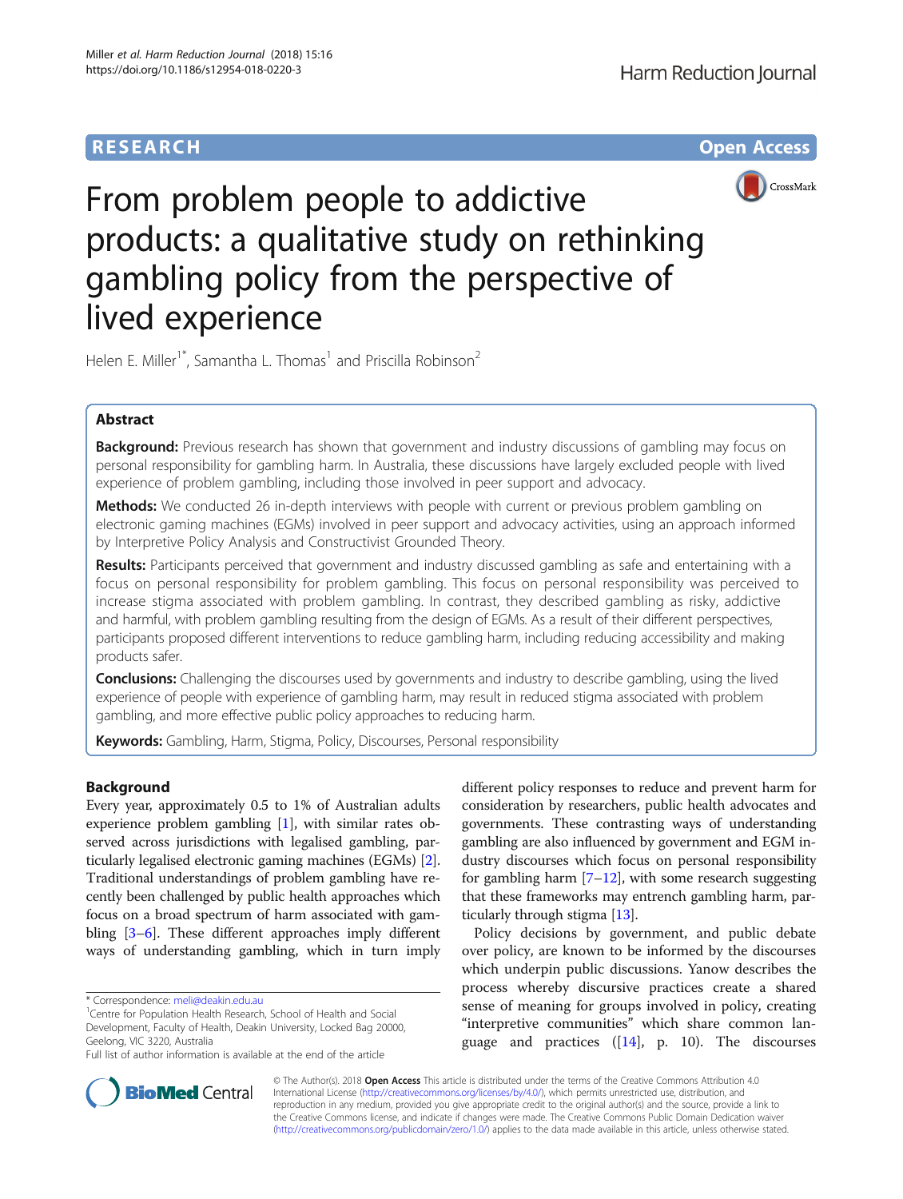RESEARCH

Open Access

# From problem people to addictive products: a qualitative study on rethinking gambling policy from the perspective of lived experience

Helen E. Miller[1*], Samantha L. Thomas[1] and Priscilla Robinson[2]

## Abstract

**Background:** Previous research has shown that government and industry discussions of gambling may focus on personal responsibility for gambling harm. In Australia, these discussions have largely excluded people with lived experience of problem gambling, including those involved in peer support and advocacy.

**Methods:** We conducted 26 in-depth interviews with people with current or previous problem gambling on electronic gaming machines (EGMs) involved in peer support and advocacy activities, using an approach informed by Interpretive Policy Analysis and Constructivist Grounded Theory.

**Results:** Participants perceived that government and industry discussed gambling as safe and entertaining with a focus on personal responsibility for problem gambling. This focus on personal responsibility was perceived to increase stigma associated with problem gambling. In contrast, they described gambling as risky, addictive and harmful, with problem gambling resulting from the design of EGMs. As a result of their different perspectives, participants proposed different interventions to reduce gambling harm, including reducing accessibility and making products safer.

**Conclusions:** Challenging the discourses used by governments and industry to describe gambling, using the lived experience of people with experience of gambling harm, may result in reduced stigma associated with problem gambling, and more effective public policy approaches to reducing harm.

**Keywords:** Gambling, Harm, Stigma, Policy, Discourses, Personal responsibility

## Background

Every year, approximately 0.5 to 1% of Australian adults experience problem gambling [1], with similar rates observed across jurisdictions with legalised gambling, particularly legalised electronic gaming machines (EGMs) [2]. Traditional understandings of problem gambling have recently been challenged by public health approaches which focus on a broad spectrum of harm associated with gambling [3–6]. These different approaches imply different ways of understanding gambling, which in turn imply different policy responses to reduce and prevent harm for consideration by researchers, public health advocates and governments. These contrasting ways of understanding gambling are also influenced by government and EGM industry discourses which focus on personal responsibility for gambling harm [7–12], with some research suggesting that these frameworks may entrench gambling harm, particularly through stigma [13].

Policy decisions by government, and public debate over policy, are known to be informed by the discourses which underpin public discussions. Yanow describes the process whereby discursive practices create a shared sense of meaning for groups involved in policy, creating "interpretive communities" which share common language and practices ([14], p. 10). The discourses

* Correspondence: meli@deakin.edu.au
[1]Centre for Population Health Research, School of Health and Social Development, Faculty of Health, Deakin University, Locked Bag 20000, Geelong, VIC 3220, Australia
Full list of author information is available at the end of the article

© The Author(s). 2018 **Open Access** This article is distributed under the terms of the Creative Commons Attribution 4.0 International License (http://creativecommons.org/licenses/by/4.0/), which permits unrestricted use, distribution, and reproduction in any medium, provided you give appropriate credit to the original author(s) and the source, provide a link to the Creative Commons license, and indicate if changes were made. The Creative Commons Public Domain Dedication waiver (http://creativecommons.org/publicdomain/zero/1.0/) applies to the data made available in this article, unless otherwise stated.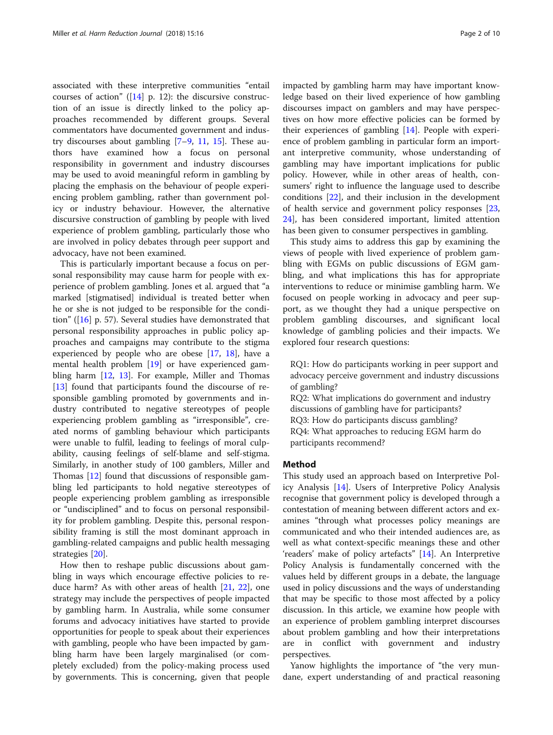associated with these interpretive communities "entail courses of action" ([14] p. 12): the discursive construction of an issue is directly linked to the policy approaches recommended by different groups. Several commentators have documented government and industry discourses about gambling [7–9, 11, 15]. These authors have examined how a focus on personal responsibility in government and industry discourses may be used to avoid meaningful reform in gambling by placing the emphasis on the behaviour of people experiencing problem gambling, rather than government policy or industry behaviour. However, the alternative discursive construction of gambling by people with lived experience of problem gambling, particularly those who are involved in policy debates through peer support and advocacy, have not been examined.

This is particularly important because a focus on personal responsibility may cause harm for people with experience of problem gambling. Jones et al. argued that "a marked [stigmatised] individual is treated better when he or she is not judged to be responsible for the condition" ([16] p. 57). Several studies have demonstrated that personal responsibility approaches in public policy approaches and campaigns may contribute to the stigma experienced by people who are obese [17, 18], have a mental health problem [19] or have experienced gambling harm [12, 13]. For example, Miller and Thomas [13] found that participants found the discourse of responsible gambling promoted by governments and industry contributed to negative stereotypes of people experiencing problem gambling as "irresponsible", created norms of gambling behaviour which participants were unable to fulfil, leading to feelings of moral culpability, causing feelings of self-blame and self-stigma. Similarly, in another study of 100 gamblers, Miller and Thomas [12] found that discussions of responsible gambling led participants to hold negative stereotypes of people experiencing problem gambling as irresponsible or "undisciplined" and to focus on personal responsibility for problem gambling. Despite this, personal responsibility framing is still the most dominant approach in gambling-related campaigns and public health messaging strategies [20].

How then to reshape public discussions about gambling in ways which encourage effective policies to reduce harm? As with other areas of health [21, 22], one strategy may include the perspectives of people impacted by gambling harm. In Australia, while some consumer forums and advocacy initiatives have started to provide opportunities for people to speak about their experiences with gambling, people who have been impacted by gambling harm have been largely marginalised (or completely excluded) from the policy-making process used by governments. This is concerning, given that people impacted by gambling harm may have important knowledge based on their lived experience of how gambling discourses impact on gamblers and may have perspectives on how more effective policies can be formed by their experiences of gambling [14]. People with experience of problem gambling in particular form an important interpretive community, whose understanding of gambling may have important implications for public policy. However, while in other areas of health, consumers' right to influence the language used to describe conditions [22], and their inclusion in the development of health service and government policy responses [23, 24], has been considered important, limited attention has been given to consumer perspectives in gambling.

This study aims to address this gap by examining the views of people with lived experience of problem gambling with EGMs on public discussions of EGM gambling, and what implications this has for appropriate interventions to reduce or minimise gambling harm. We focused on people working in advocacy and peer support, as we thought they had a unique perspective on problem gambling discourses, and significant local knowledge of gambling policies and their impacts. We explored four research questions:

RQ1: How do participants working in peer support and advocacy perceive government and industry discussions of gambling?
RQ2: What implications do government and industry discussions of gambling have for participants?
RQ3: How do participants discuss gambling?
RQ4: What approaches to reducing EGM harm do participants recommend?

## Method

This study used an approach based on Interpretive Policy Analysis [14]. Users of Interpretive Policy Analysis recognise that government policy is developed through a contestation of meaning between different actors and examines "through what processes policy meanings are communicated and who their intended audiences are, as well as what context-specific meanings these and other 'readers' make of policy artefacts" [14]. An Interpretive Policy Analysis is fundamentally concerned with the values held by different groups in a debate, the language used in policy discussions and the ways of understanding that may be specific to those most affected by a policy discussion. In this article, we examine how people with an experience of problem gambling interpret discourses about problem gambling and how their interpretations are in conflict with government and industry perspectives.

Yanow highlights the importance of "the very mundane, expert understanding of and practical reasoning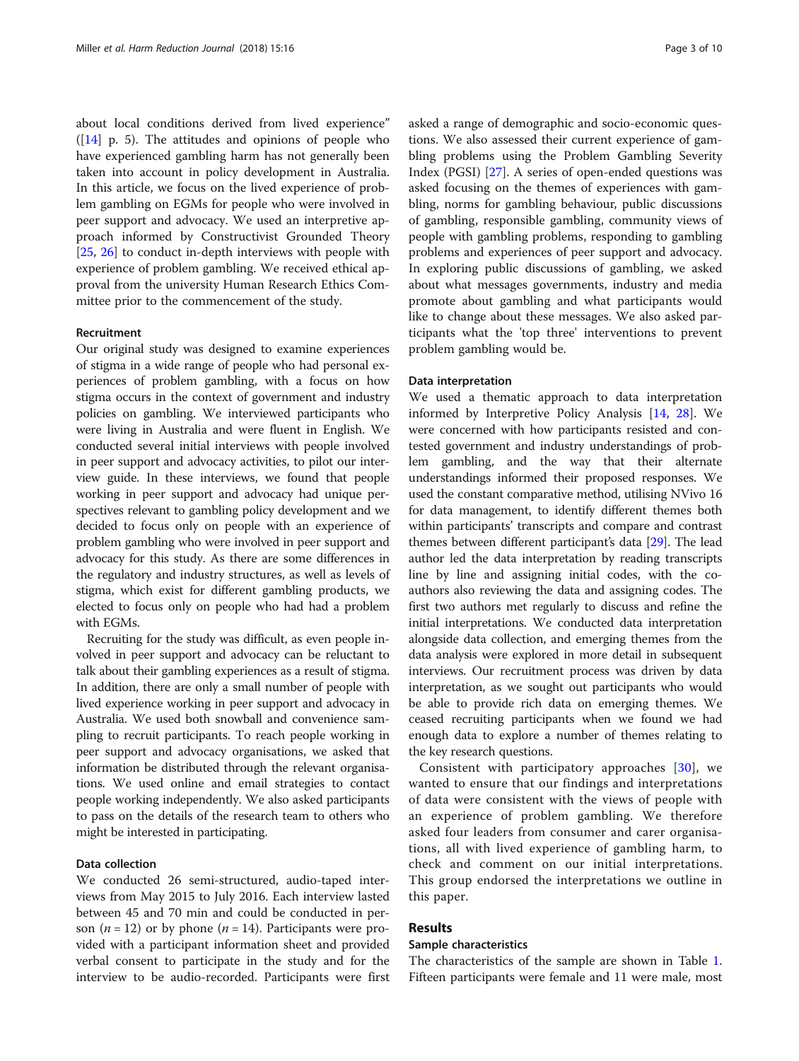about local conditions derived from lived experience" ([14] p. 5). The attitudes and opinions of people who have experienced gambling harm has not generally been taken into account in policy development in Australia. In this article, we focus on the lived experience of problem gambling on EGMs for people who were involved in peer support and advocacy. We used an interpretive approach informed by Constructivist Grounded Theory [25, 26] to conduct in-depth interviews with people with experience of problem gambling. We received ethical approval from the university Human Research Ethics Committee prior to the commencement of the study.

### Recruitment

Our original study was designed to examine experiences of stigma in a wide range of people who had personal experiences of problem gambling, with a focus on how stigma occurs in the context of government and industry policies on gambling. We interviewed participants who were living in Australia and were fluent in English. We conducted several initial interviews with people involved in peer support and advocacy activities, to pilot our interview guide. In these interviews, we found that people working in peer support and advocacy had unique perspectives relevant to gambling policy development and we decided to focus only on people with an experience of problem gambling who were involved in peer support and advocacy for this study. As there are some differences in the regulatory and industry structures, as well as levels of stigma, which exist for different gambling products, we elected to focus only on people who had had a problem with EGMs.

Recruiting for the study was difficult, as even people involved in peer support and advocacy can be reluctant to talk about their gambling experiences as a result of stigma. In addition, there are only a small number of people with lived experience working in peer support and advocacy in Australia. We used both snowball and convenience sampling to recruit participants. To reach people working in peer support and advocacy organisations, we asked that information be distributed through the relevant organisations. We used online and email strategies to contact people working independently. We also asked participants to pass on the details of the research team to others who might be interested in participating.

### Data collection

We conducted 26 semi-structured, audio-taped interviews from May 2015 to July 2016. Each interview lasted between 45 and 70 min and could be conducted in person ($n = 12$) or by phone ($n = 14$). Participants were provided with a participant information sheet and provided verbal consent to participate in the study and for the interview to be audio-recorded. Participants were first asked a range of demographic and socio-economic questions. We also assessed their current experience of gambling problems using the Problem Gambling Severity Index (PGSI) [27]. A series of open-ended questions was asked focusing on the themes of experiences with gambling, norms for gambling behaviour, public discussions of gambling, responsible gambling, community views of people with gambling problems, responding to gambling problems and experiences of peer support and advocacy. In exploring public discussions of gambling, we asked about what messages governments, industry and media promote about gambling and what participants would like to change about these messages. We also asked participants what the 'top three' interventions to prevent problem gambling would be.

### Data interpretation

We used a thematic approach to data interpretation informed by Interpretive Policy Analysis [14, 28]. We were concerned with how participants resisted and contested government and industry understandings of problem gambling, and the way that their alternate understandings informed their proposed responses. We used the constant comparative method, utilising NVivo 16 for data management, to identify different themes both within participants' transcripts and compare and contrast themes between different participant's data [29]. The lead author led the data interpretation by reading transcripts line by line and assigning initial codes, with the co-authors also reviewing the data and assigning codes. The first two authors met regularly to discuss and refine the initial interpretations. We conducted data interpretation alongside data collection, and emerging themes from the data analysis were explored in more detail in subsequent interviews. Our recruitment process was driven by data interpretation, as we sought out participants who would be able to provide rich data on emerging themes. We ceased recruiting participants when we found we had enough data to explore a number of themes relating to the key research questions.

Consistent with participatory approaches [30], we wanted to ensure that our findings and interpretations of data were consistent with the views of people with an experience of problem gambling. We therefore asked four leaders from consumer and carer organisations, all with lived experience of gambling harm, to check and comment on our initial interpretations. This group endorsed the interpretations we outline in this paper.

## Results

### Sample characteristics

The characteristics of the sample are shown in Table 1. Fifteen participants were female and 11 were male, most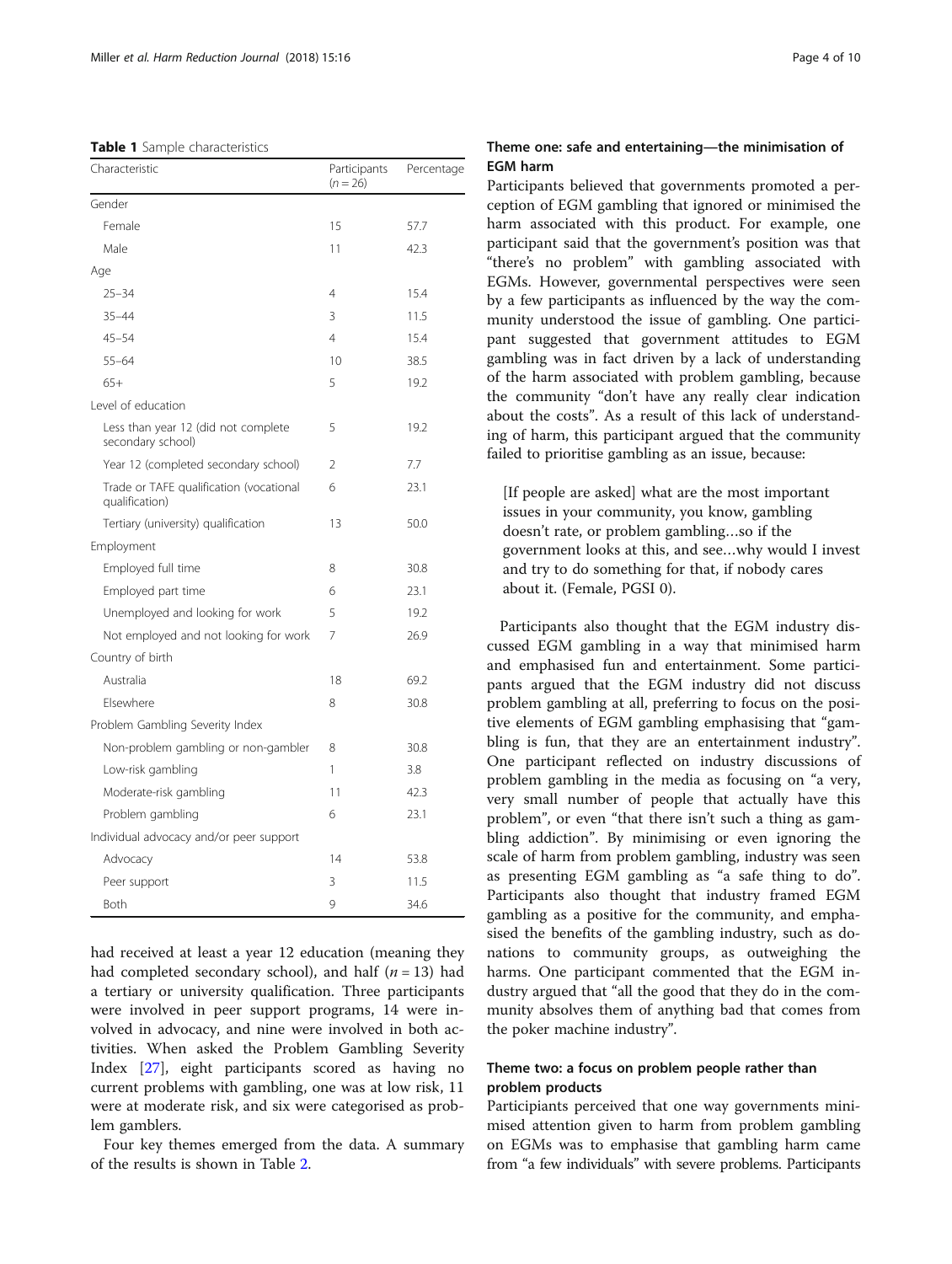**Table 1** Sample characteristics

| Characteristic | Participants ($n = 26$) | Percentage |
|---|---|---|
| Gender | | |
| Female | 15 | 57.7 |
| Male | 11 | 42.3 |
| Age | | |
| 25–34 | 4 | 15.4 |
| 35–44 | 3 | 11.5 |
| 45–54 | 4 | 15.4 |
| 55–64 | 10 | 38.5 |
| 65+ | 5 | 19.2 |
| Level of education | | |
| Less than year 12 (did not complete secondary school) | 5 | 19.2 |
| Year 12 (completed secondary school) | 2 | 7.7 |
| Trade or TAFE qualification (vocational qualification) | 6 | 23.1 |
| Tertiary (university) qualification | 13 | 50.0 |
| Employment | | |
| Employed full time | 8 | 30.8 |
| Employed part time | 6 | 23.1 |
| Unemployed and looking for work | 5 | 19.2 |
| Not employed and not looking for work | 7 | 26.9 |
| Country of birth | | |
| Australia | 18 | 69.2 |
| Elsewhere | 8 | 30.8 |
| Problem Gambling Severity Index | | |
| Non-problem gambling or non-gambler | 8 | 30.8 |
| Low-risk gambling | 1 | 3.8 |
| Moderate-risk gambling | 11 | 42.3 |
| Problem gambling | 6 | 23.1 |
| Individual advocacy and/or peer support | | |
| Advocacy | 14 | 53.8 |
| Peer support | 3 | 11.5 |
| Both | 9 | 34.6 |

had received at least a year 12 education (meaning they had completed secondary school), and half ($n = 13$) had a tertiary or university qualification. Three participants were involved in peer support programs, 14 were involved in advocacy, and nine were involved in both activities. When asked the Problem Gambling Severity Index [27], eight participants scored as having no current problems with gambling, one was at low risk, 11 were at moderate risk, and six were categorised as problem gamblers.

Four key themes emerged from the data. A summary of the results is shown in Table 2.

### Theme one: safe and entertaining—the minimisation of EGM harm

Participants believed that governments promoted a perception of EGM gambling that ignored or minimised the harm associated with this product. For example, one participant said that the government's position was that "there's no problem" with gambling associated with EGMs. However, governmental perspectives were seen by a few participants as influenced by the way the community understood the issue of gambling. One participant suggested that government attitudes to EGM gambling was in fact driven by a lack of understanding of the harm associated with problem gambling, because the community "don't have any really clear indication about the costs". As a result of this lack of understanding of harm, this participant argued that the community failed to prioritise gambling as an issue, because:

> [If people are asked] what are the most important issues in your community, you know, gambling doesn't rate, or problem gambling…so if the government looks at this, and see…why would I invest and try to do something for that, if nobody cares about it. (Female, PGSI 0).

Participants also thought that the EGM industry discussed EGM gambling in a way that minimised harm and emphasised fun and entertainment. Some participants argued that the EGM industry did not discuss problem gambling at all, preferring to focus on the positive elements of EGM gambling emphasising that "gambling is fun, that they are an entertainment industry". One participant reflected on industry discussions of problem gambling in the media as focusing on "a very, very small number of people that actually have this problem", or even "that there isn't such a thing as gambling addiction". By minimising or even ignoring the scale of harm from problem gambling, industry was seen as presenting EGM gambling as "a safe thing to do". Participants also thought that industry framed EGM gambling as a positive for the community, and emphasised the benefits of the gambling industry, such as donations to community groups, as outweighing the harms. One participant commented that the EGM industry argued that "all the good that they do in the community absolves them of anything bad that comes from the poker machine industry".

### Theme two: a focus on problem people rather than problem products

Participants perceived that one way governments minimised attention given to harm from problem gambling on EGMs was to emphasise that gambling harm came from "a few individuals" with severe problems. Participants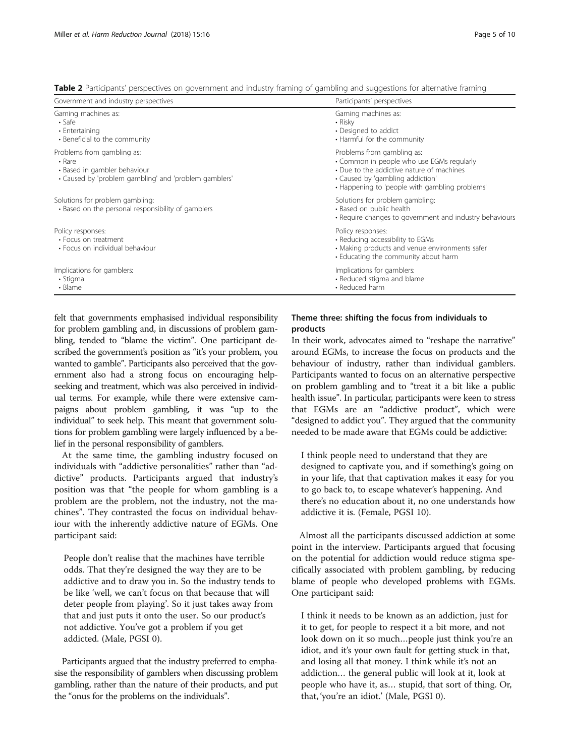**Table 2** Participants' perspectives on government and industry framing of gambling and suggestions for alternative framing

| Government and industry perspectives | Participants' perspectives |
|---|---|
| Gaming machines as:<br>• Safe<br>• Entertaining<br>• Beneficial to the community | Gaming machines as:<br>• Risky<br>• Designed to addict<br>• Harmful for the community |
| Problems from gambling as:<br>• Rare<br>• Based in gambler behaviour<br>• Caused by 'problem gambling' and 'problem gamblers' | Problems from gambling as:<br>• Common in people who use EGMs regularly<br>• Due to the addictive nature of machines<br>• Caused by 'gambling addiction'<br>• Happening to 'people with gambling problems' |
| Solutions for problem gambling:<br>• Based on the personal responsibility of gamblers | Solutions for problem gambling:<br>• Based on public health<br>• Require changes to government and industry behaviours |
| Policy responses:<br>• Focus on treatment<br>• Focus on individual behaviour | Policy responses:<br>• Reducing accessibility to EGMs<br>• Making products and venue environments safer<br>• Educating the community about harm |
| Implications for gamblers:<br>• Stigma<br>• Blame | Implications for gamblers:<br>• Reduced stigma and blame<br>• Reduced harm |

felt that governments emphasised individual responsibility for problem gambling and, in discussions of problem gambling, tended to "blame the victim". One participant described the government's position as "it's your problem, you wanted to gamble". Participants also perceived that the government also had a strong focus on encouraging help-seeking and treatment, which was also perceived in individual terms. For example, while there were extensive campaigns about problem gambling, it was "up to the individual" to seek help. This meant that government solutions for problem gambling were largely influenced by a belief in the personal responsibility of gamblers.

At the same time, the gambling industry focused on individuals with "addictive personalities" rather than "addictive" products. Participants argued that industry's position was that "the people for whom gambling is a problem are the problem, not the industry, not the machines". They contrasted the focus on individual behaviour with the inherently addictive nature of EGMs. One participant said:

> People don't realise that the machines have terrible odds. That they're designed the way they are to be addictive and to draw you in. So the industry tends to be like 'well, we can't focus on that because that will deter people from playing'. So it just takes away from that and just puts it onto the user. So our product's not addictive. You've got a problem if you get addicted. (Male, PGSI 0).

Participants argued that the industry preferred to emphasise the responsibility of gamblers when discussing problem gambling, rather than the nature of their products, and put the "onus for the problems on the individuals".

### Theme three: shifting the focus from individuals to products

In their work, advocates aimed to "reshape the narrative" around EGMs, to increase the focus on products and the behaviour of industry, rather than individual gamblers. Participants wanted to focus on an alternative perspective on problem gambling and to "treat it a bit like a public health issue". In particular, participants were keen to stress that EGMs are an "addictive product", which were "designed to addict you". They argued that the community needed to be made aware that EGMs could be addictive:

> I think people need to understand that they are designed to captivate you, and if something's going on in your life, that that captivation makes it easy for you to go back to, to escape whatever's happening. And there's no education about it, no one understands how addictive it is. (Female, PGSI 10).

Almost all the participants discussed addiction at some point in the interview. Participants argued that focusing on the potential for addiction would reduce stigma specifically associated with problem gambling, by reducing blame of people who developed problems with EGMs. One participant said:

> I think it needs to be known as an addiction, just for it to get, for people to respect it a bit more, and not look down on it so much…people just think you're an idiot, and it's your own fault for getting stuck in that, and losing all that money. I think while it's not an addiction… the general public will look at it, look at people who have it, as… stupid, that sort of thing. Or, that, 'you're an idiot.' (Male, PGSI 0).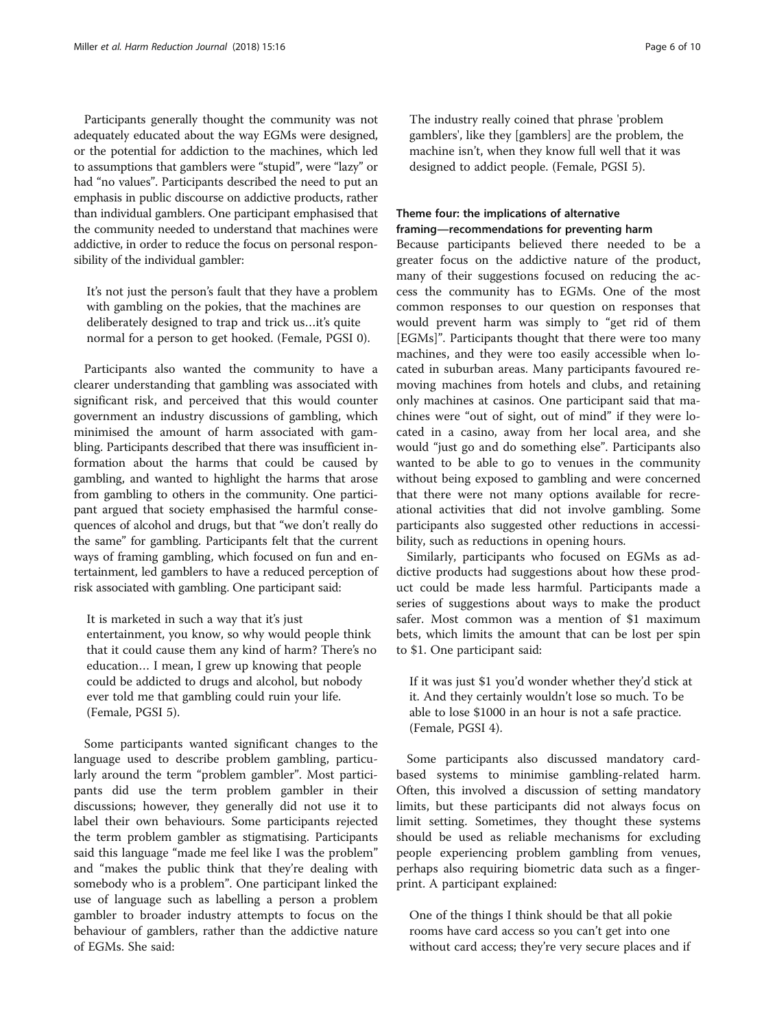Participants generally thought the community was not adequately educated about the way EGMs were designed, or the potential for addiction to the machines, which led to assumptions that gamblers were "stupid", were "lazy" or had "no values". Participants described the need to put an emphasis in public discourse on addictive products, rather than individual gamblers. One participant emphasised that the community needed to understand that machines were addictive, in order to reduce the focus on personal responsibility of the individual gambler:

> It's not just the person's fault that they have a problem with gambling on the pokies, that the machines are deliberately designed to trap and trick us…it's quite normal for a person to get hooked. (Female, PGSI 0).

Participants also wanted the community to have a clearer understanding that gambling was associated with significant risk, and perceived that this would counter government an industry discussions of gambling, which minimised the amount of harm associated with gambling. Participants described that there was insufficient information about the harms that could be caused by gambling, and wanted to highlight the harms that arose from gambling to others in the community. One participant argued that society emphasised the harmful consequences of alcohol and drugs, but that "we don't really do the same" for gambling. Participants felt that the current ways of framing gambling, which focused on fun and entertainment, led gamblers to have a reduced perception of risk associated with gambling. One participant said:

> It is marketed in such a way that it's just entertainment, you know, so why would people think that it could cause them any kind of harm? There's no education… I mean, I grew up knowing that people could be addicted to drugs and alcohol, but nobody ever told me that gambling could ruin your life. (Female, PGSI 5).

Some participants wanted significant changes to the language used to describe problem gambling, particularly around the term "problem gambler". Most participants did use the term problem gambler in their discussions; however, they generally did not use it to label their own behaviours. Some participants rejected the term problem gambler as stigmatising. Participants said this language "made me feel like I was the problem" and "makes the public think that they're dealing with somebody who is a problem". One participant linked the use of language such as labelling a person a problem gambler to broader industry attempts to focus on the behaviour of gamblers, rather than the addictive nature of EGMs. She said:

> The industry really coined that phrase 'problem gamblers', like they [gamblers] are the problem, the machine isn't, when they know full well that it was designed to addict people. (Female, PGSI 5).

### Theme four: the implications of alternative framing—recommendations for preventing harm

Because participants believed there needed to be a greater focus on the addictive nature of the product, many of their suggestions focused on reducing the access the community has to EGMs. One of the most common responses to our question on responses that would prevent harm was simply to "get rid of them [EGMs]". Participants thought that there were too many machines, and they were too easily accessible when located in suburban areas. Many participants favoured removing machines from hotels and clubs, and retaining only machines at casinos. One participant said that machines were "out of sight, out of mind" if they were located in a casino, away from her local area, and she would "just go and do something else". Participants also wanted to be able to go to venues in the community without being exposed to gambling and were concerned that there were not many options available for recreational activities that did not involve gambling. Some participants also suggested other reductions in accessibility, such as reductions in opening hours.

Similarly, participants who focused on EGMs as addictive products had suggestions about how these product could be made less harmful. Participants made a series of suggestions about ways to make the product safer. Most common was a mention of $1 maximum bets, which limits the amount that can be lost per spin to $1. One participant said:

> If it was just $1 you'd wonder whether they'd stick at it. And they certainly wouldn't lose so much. To be able to lose $1000 in an hour is not a safe practice. (Female, PGSI 4).

Some participants also discussed mandatory card-based systems to minimise gambling-related harm. Often, this involved a discussion of setting mandatory limits, but these participants did not always focus on limit setting. Sometimes, they thought these systems should be used as reliable mechanisms for excluding people experiencing problem gambling from venues, perhaps also requiring biometric data such as a fingerprint. A participant explained:

> One of the things I think should be that all pokie rooms have card access so you can't get into one without card access; they're very secure places and if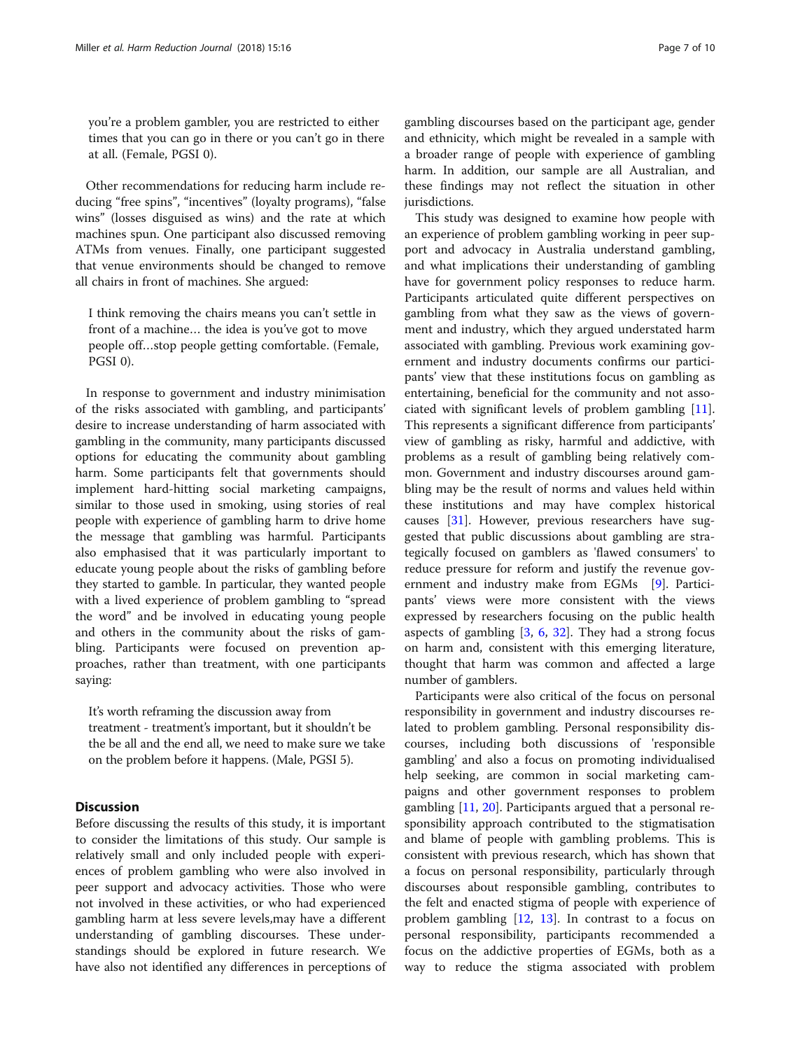you're a problem gambler, you are restricted to either times that you can go in there or you can't go in there at all. (Female, PGSI 0).

Other recommendations for reducing harm include reducing "free spins", "incentives" (loyalty programs), "false wins" (losses disguised as wins) and the rate at which machines spun. One participant also discussed removing ATMs from venues. Finally, one participant suggested that venue environments should be changed to remove all chairs in front of machines. She argued:

> I think removing the chairs means you can't settle in front of a machine… the idea is you've got to move people off…stop people getting comfortable. (Female, PGSI 0).

In response to government and industry minimisation of the risks associated with gambling, and participants' desire to increase understanding of harm associated with gambling in the community, many participants discussed options for educating the community about gambling harm. Some participants felt that governments should implement hard-hitting social marketing campaigns, similar to those used in smoking, using stories of real people with experience of gambling harm to drive home the message that gambling was harmful. Participants also emphasised that it was particularly important to educate young people about the risks of gambling before they started to gamble. In particular, they wanted people with a lived experience of problem gambling to "spread the word" and be involved in educating young people and others in the community about the risks of gambling. Participants were focused on prevention approaches, rather than treatment, with one participants saying:

> It's worth reframing the discussion away from treatment - treatment's important, but it shouldn't be the be all and the end all, we need to make sure we take on the problem before it happens. (Male, PGSI 5).

## Discussion

Before discussing the results of this study, it is important to consider the limitations of this study. Our sample is relatively small and only included people with experiences of problem gambling who were also involved in peer support and advocacy activities. Those who were not involved in these activities, or who had experienced gambling harm at less severe levels,may have a different understanding of gambling discourses. These understandings should be explored in future research. We have also not identified any differences in perceptions of gambling discourses based on the participant age, gender and ethnicity, which might be revealed in a sample with a broader range of people with experience of gambling harm. In addition, our sample are all Australian, and these findings may not reflect the situation in other jurisdictions.

This study was designed to examine how people with an experience of problem gambling working in peer support and advocacy in Australia understand gambling, and what implications their understanding of gambling have for government policy responses to reduce harm. Participants articulated quite different perspectives on gambling from what they saw as the views of government and industry, which they argued understated harm associated with gambling. Previous work examining government and industry documents confirms our participants' view that these institutions focus on gambling as entertaining, beneficial for the community and not associated with significant levels of problem gambling [11]. This represents a significant difference from participants' view of gambling as risky, harmful and addictive, with problems as a result of gambling being relatively common. Government and industry discourses around gambling may be the result of norms and values held within these institutions and may have complex historical causes [31]. However, previous researchers have suggested that public discussions about gambling are strategically focused on gamblers as 'flawed consumers' to reduce pressure for reform and justify the revenue government and industry make from EGMs [9]. Participants' views were more consistent with the views expressed by researchers focusing on the public health aspects of gambling [3, 6, 32]. They had a strong focus on harm and, consistent with this emerging literature, thought that harm was common and affected a large number of gamblers.

Participants were also critical of the focus on personal responsibility in government and industry discourses related to problem gambling. Personal responsibility discourses, including both discussions of 'responsible gambling' and also a focus on promoting individualised help seeking, are common in social marketing campaigns and other government responses to problem gambling [11, 20]. Participants argued that a personal responsibility approach contributed to the stigmatisation and blame of people with gambling problems. This is consistent with previous research, which has shown that a focus on personal responsibility, particularly through discourses about responsible gambling, contributes to the felt and enacted stigma of people with experience of problem gambling [12, 13]. In contrast to a focus on personal responsibility, participants recommended a focus on the addictive properties of EGMs, both as a way to reduce the stigma associated with problem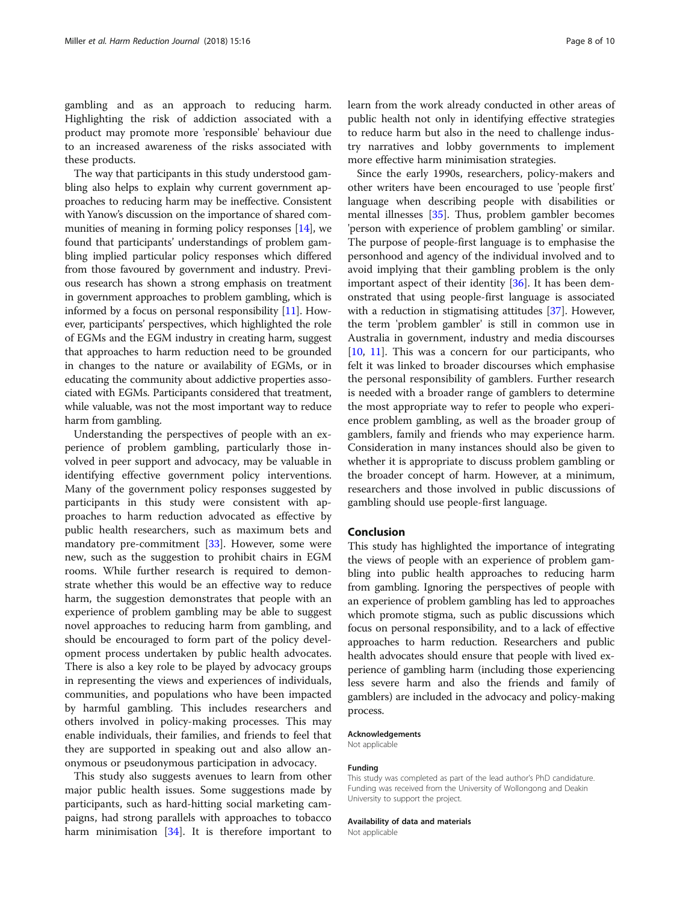gambling and as an approach to reducing harm. Highlighting the risk of addiction associated with a product may promote more 'responsible' behaviour due to an increased awareness of the risks associated with these products.

The way that participants in this study understood gambling also helps to explain why current government approaches to reducing harm may be ineffective. Consistent with Yanow's discussion on the importance of shared communities of meaning in forming policy responses [14], we found that participants' understandings of problem gambling implied particular policy responses which differed from those favoured by government and industry. Previous research has shown a strong emphasis on treatment in government approaches to problem gambling, which is informed by a focus on personal responsibility [11]. However, participants' perspectives, which highlighted the role of EGMs and the EGM industry in creating harm, suggest that approaches to harm reduction need to be grounded in changes to the nature or availability of EGMs, or in educating the community about addictive properties associated with EGMs. Participants considered that treatment, while valuable, was not the most important way to reduce harm from gambling.

Understanding the perspectives of people with an experience of problem gambling, particularly those involved in peer support and advocacy, may be valuable in identifying effective government policy interventions. Many of the government policy responses suggested by participants in this study were consistent with approaches to harm reduction advocated as effective by public health researchers, such as maximum bets and mandatory pre-commitment [33]. However, some were new, such as the suggestion to prohibit chairs in EGM rooms. While further research is required to demonstrate whether this would be an effective way to reduce harm, the suggestion demonstrates that people with an experience of problem gambling may be able to suggest novel approaches to reducing harm from gambling, and should be encouraged to form part of the policy development process undertaken by public health advocates. There is also a key role to be played by advocacy groups in representing the views and experiences of individuals, communities, and populations who have been impacted by harmful gambling. This includes researchers and others involved in policy-making processes. This may enable individuals, their families, and friends to feel that they are supported in speaking out and also allow anonymous or pseudonymous participation in advocacy.

This study also suggests avenues to learn from other major public health issues. Some suggestions made by participants, such as hard-hitting social marketing campaigns, had strong parallels with approaches to tobacco harm minimisation [34]. It is therefore important to learn from the work already conducted in other areas of public health not only in identifying effective strategies to reduce harm but also in the need to challenge industry narratives and lobby governments to implement more effective harm minimisation strategies.

Since the early 1990s, researchers, policy-makers and other writers have been encouraged to use 'people first' language when describing people with disabilities or mental illnesses [35]. Thus, problem gambler becomes 'person with experience of problem gambling' or similar. The purpose of people-first language is to emphasise the personhood and agency of the individual involved and to avoid implying that their gambling problem is the only important aspect of their identity [36]. It has been demonstrated that using people-first language is associated with a reduction in stigmatising attitudes [37]. However, the term 'problem gambler' is still in common use in Australia in government, industry and media discourses [10, 11]. This was a concern for our participants, who felt it was linked to broader discourses which emphasise the personal responsibility of gamblers. Further research is needed with a broader range of gamblers to determine the most appropriate way to refer to people who experience problem gambling, as well as the broader group of gamblers, family and friends who may experience harm. Consideration in many instances should also be given to whether it is appropriate to discuss problem gambling or the broader concept of harm. However, at a minimum, researchers and those involved in public discussions of gambling should use people-first language.

## Conclusion

This study has highlighted the importance of integrating the views of people with an experience of problem gambling into public health approaches to reducing harm from gambling. Ignoring the perspectives of people with an experience of problem gambling has led to approaches which promote stigma, such as public discussions which focus on personal responsibility, and to a lack of effective approaches to harm reduction. Researchers and public health advocates should ensure that people with lived experience of gambling harm (including those experiencing less severe harm and also the friends and family of gamblers) are included in the advocacy and policy-making process.

#### Acknowledgements
Not applicable

#### Funding
This study was completed as part of the lead author's PhD candidature. Funding was received from the University of Wollongong and Deakin University to support the project.

#### Availability of data and materials
Not applicable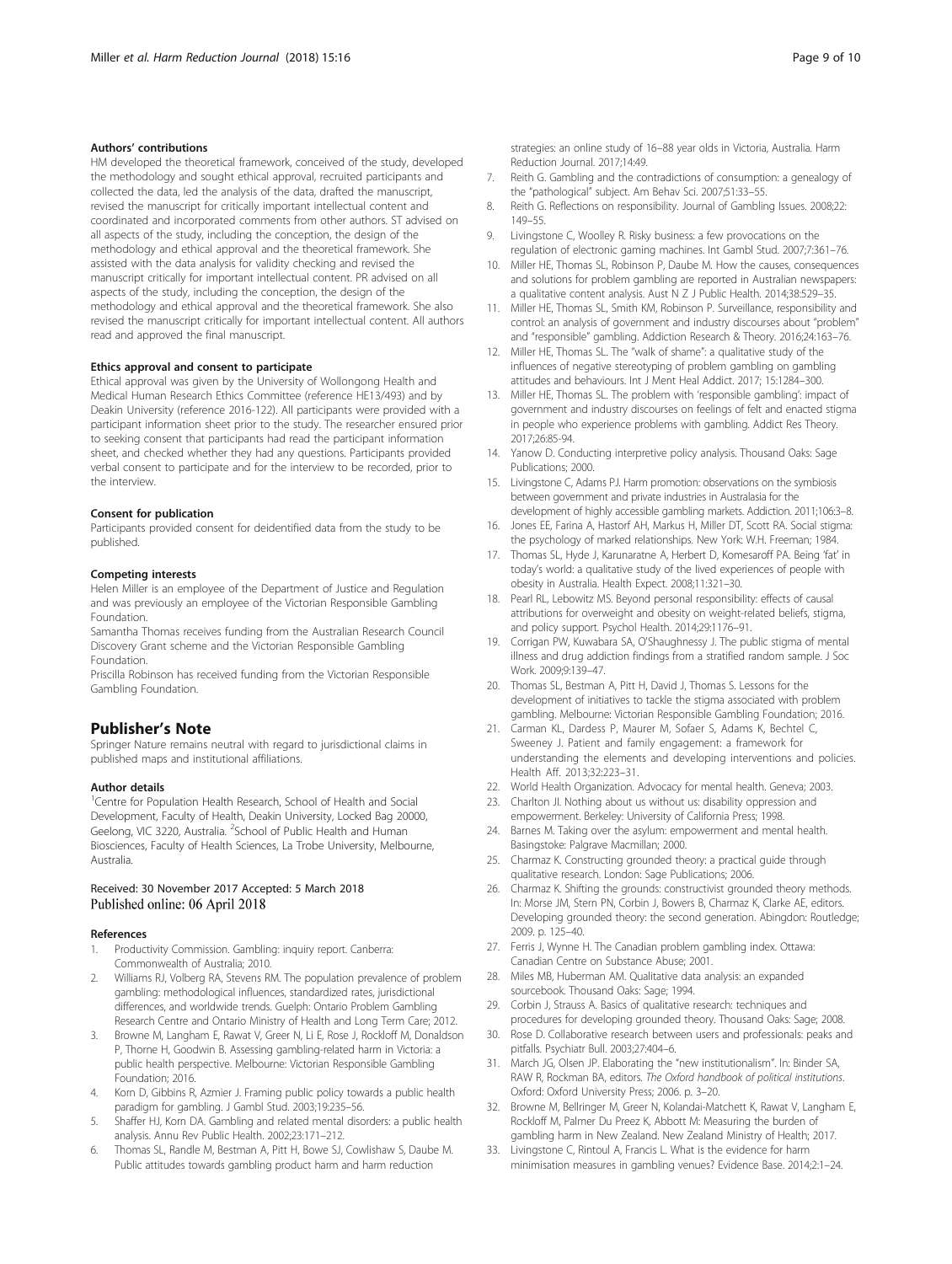#### Authors' contributions

HM developed the theoretical framework, conceived of the study, developed the methodology and sought ethical approval, recruited participants and collected the data, led the analysis of the data, drafted the manuscript, revised the manuscript for critically important intellectual content and coordinated and incorporated comments from other authors. ST advised on all aspects of the study, including the conception, the design of the methodology and ethical approval and the theoretical framework. She assisted with the data analysis for validity checking and revised the manuscript critically for important intellectual content. PR advised on all aspects of the study, including the conception, the design of the methodology and ethical approval and the theoretical framework. She also revised the manuscript critically for important intellectual content. All authors read and approved the final manuscript.

#### Ethics approval and consent to participate

Ethical approval was given by the University of Wollongong Health and Medical Human Research Ethics Committee (reference HE13/493) and by Deakin University (reference 2016-122). All participants were provided with a participant information sheet prior to the study. The researcher ensured prior to seeking consent that participants had read the participant information sheet, and checked whether they had any questions. Participants provided verbal consent to participate and for the interview to be recorded, prior to the interview.

#### Consent for publication

Participants provided consent for deidentified data from the study to be published.

#### Competing interests

Helen Miller is an employee of the Department of Justice and Regulation and was previously an employee of the Victorian Responsible Gambling Foundation.

Samantha Thomas receives funding from the Australian Research Council Discovery Grant scheme and the Victorian Responsible Gambling Foundation.

Priscilla Robinson has received funding from the Victorian Responsible Gambling Foundation.

## Publisher's Note

Springer Nature remains neutral with regard to jurisdictional claims in published maps and institutional affiliations.

#### Author details

[1]Centre for Population Health Research, School of Health and Social Development, Faculty of Health, Deakin University, Locked Bag 20000, Geelong, VIC 3220, Australia. [2]School of Public Health and Human Biosciences, Faculty of Health Sciences, La Trobe University, Melbourne, Australia.

Received: 30 November 2017 Accepted: 5 March 2018
Published online: 06 April 2018

#### References

1. Productivity Commission. Gambling: inquiry report. Canberra: Commonwealth of Australia; 2010.
2. Williams RJ, Volberg RA, Stevens RM. The population prevalence of problem gambling: methodological influences, standardized rates, jurisdictional differences, and worldwide trends. Guelph: Ontario Problem Gambling Research Centre and Ontario Ministry of Health and Long Term Care; 2012.
3. Browne M, Langham E, Rawat V, Greer N, Li E, Rose J, Rockloff M, Donaldson P, Thorne H, Goodwin B. Assessing gambling-related harm in Victoria: a public health perspective. Melbourne: Victorian Responsible Gambling Foundation; 2016.
4. Korn D, Gibbins R, Azmier J. Framing public policy towards a public health paradigm for gambling. J Gambl Stud. 2003;19:235–56.
5. Shaffer HJ, Korn DA. Gambling and related mental disorders: a public health analysis. Annu Rev Public Health. 2002;23:171–212.
6. Thomas SL, Randle M, Bestman A, Pitt H, Bowe SJ, Cowlishaw S, Daube M. Public attitudes towards gambling product harm and harm reduction strategies: an online study of 16–88 year olds in Victoria, Australia. Harm Reduction Journal. 2017;14:49.
7. Reith G. Gambling and the contradictions of consumption: a genealogy of the "pathological" subject. Am Behav Sci. 2007;51:33–55.
8. Reith G. Reflections on responsibility. Journal of Gambling Issues. 2008;22: 149–55.
9. Livingstone C, Woolley R. Risky business: a few provocations on the regulation of electronic gaming machines. Int Gambl Stud. 2007;7:361–76.
10. Miller HE, Thomas SL, Robinson P, Daube M. How the causes, consequences and solutions for problem gambling are reported in Australian newspapers: a qualitative content analysis. Aust N Z J Public Health. 2014;38:529–35.
11. Miller HE, Thomas SL, Smith KM, Robinson P. Surveillance, responsibility and control: an analysis of government and industry discourses about "problem" and "responsible" gambling. Addiction Research & Theory. 2016;24:163–76.
12. Miller HE, Thomas SL. The "walk of shame": a qualitative study of the influences of negative stereotyping of problem gambling on gambling attitudes and behaviours. Int J Ment Heal Addict. 2017; 15:1284–300.
13. Miller HE, Thomas SL. The problem with 'responsible gambling': impact of government and industry discourses on feelings of felt and enacted stigma in people who experience problems with gambling. Addict Res Theory. 2017;26:85-94.
14. Yanow D. Conducting interpretive policy analysis. Thousand Oaks: Sage Publications; 2000.
15. Livingstone C, Adams PJ. Harm promotion: observations on the symbiosis between government and private industries in Australasia for the development of highly accessible gambling markets. Addiction. 2011;106:3–8.
16. Jones EE, Farina A, Hastorf AH, Markus H, Miller DT, Scott RA. Social stigma: the psychology of marked relationships. New York: W.H. Freeman; 1984.
17. Thomas SL, Hyde J, Karunaratne A, Herbert D, Komesaroff PA. Being 'fat' in today's world: a qualitative study of the lived experiences of people with obesity in Australia. Health Expect. 2008;11:321–30.
18. Pearl RL, Lebowitz MS. Beyond personal responsibility: effects of causal attributions for overweight and obesity on weight-related beliefs, stigma, and policy support. Psychol Health. 2014;29:1176–91.
19. Corrigan PW, Kuwabara SA, O'Shaughnessy J. The public stigma of mental illness and drug addiction findings from a stratified random sample. J Soc Work. 2009;9:139–47.
20. Thomas SL, Bestman A, Pitt H, David J, Thomas S. Lessons for the development of initiatives to tackle the stigma associated with problem gambling. Melbourne: Victorian Responsible Gambling Foundation; 2016.
21. Carman KL, Dardess P, Maurer M, Sofaer S, Adams K, Bechtel C, Sweeney J. Patient and family engagement: a framework for understanding the elements and developing interventions and policies. Health Aff. 2013;32:223–31.
22. World Health Organization. Advocacy for mental health. Geneva; 2003.
23. Charlton JI. Nothing about us without us: disability oppression and empowerment. Berkeley: University of California Press; 1998.
24. Barnes M. Taking over the asylum: empowerment and mental health. Basingstoke: Palgrave Macmillan; 2000.
25. Charmaz K. Constructing grounded theory: a practical guide through qualitative research. London: Sage Publications; 2006.
26. Charmaz K. Shifting the grounds: constructivist grounded theory methods. In: Morse JM, Stern PN, Corbin J, Bowers B, Charmaz K, Clarke AE, editors. Developing grounded theory: the second generation. Abingdon: Routledge; 2009. p. 125–40.
27. Ferris J, Wynne H. The Canadian problem gambling index. Ottawa: Canadian Centre on Substance Abuse; 2001.
28. Miles MB, Huberman AM. Qualitative data analysis: an expanded sourcebook. Thousand Oaks: Sage; 1994.
29. Corbin J, Strauss A. Basics of qualitative research: techniques and procedures for developing grounded theory. Thousand Oaks: Sage; 2008.
30. Rose D. Collaborative research between users and professionals: peaks and pitfalls. Psychiatr Bull. 2003;27:404–6.
31. March JG, Olsen JP. Elaborating the "new institutionalism". In: Binder SA, RAW R, Rockman BA, editors. *The Oxford handbook of political institutions*. Oxford: Oxford University Press; 2006. p. 3–20.
32. Browne M, Bellringer M, Greer N, Kolandai-Matchett K, Rawat V, Langham E, Rockloff M, Palmer Du Preez K, Abbott M: Measuring the burden of gambling harm in New Zealand. New Zealand Ministry of Health; 2017.
33. Livingstone C, Rintoul A, Francis L. What is the evidence for harm minimisation measures in gambling venues? Evidence Base. 2014;2:1–24.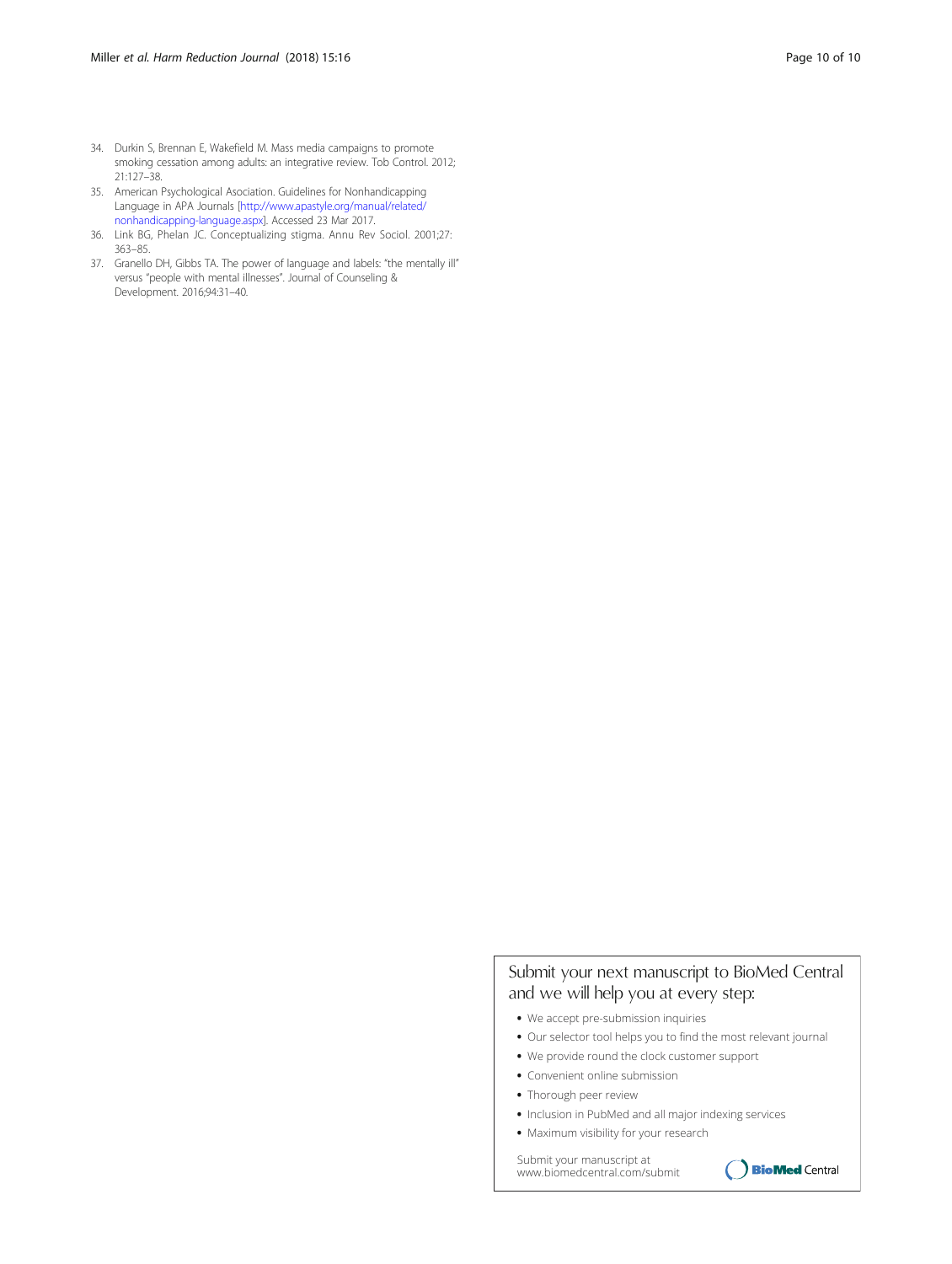34. Durkin S, Brennan E, Wakefield M. Mass media campaigns to promote smoking cessation among adults: an integrative review. Tob Control. 2012; 21:127–38.
35. American Psychological Asociation. Guidelines for Nonhandicapping Language in APA Journals [http://www.apastyle.org/manual/related/nonhandicapping-language.aspx]. Accessed 23 Mar 2017.
36. Link BG, Phelan JC. Conceptualizing stigma. Annu Rev Sociol. 2001;27: 363–85.
37. Granello DH, Gibbs TA. The power of language and labels: "the mentally ill" versus "people with mental illnesses". Journal of Counseling & Development. 2016;94:31–40.

Submit your next manuscript to BioMed Central and we will help you at every step:

- We accept pre-submission inquiries
- Our selector tool helps you to find the most relevant journal
- We provide round the clock customer support
- Convenient online submission
- Thorough peer review
- Inclusion in PubMed and all major indexing services
- Maximum visibility for your research

Submit your manuscript at www.biomedcentral.com/submit

BioMed Central